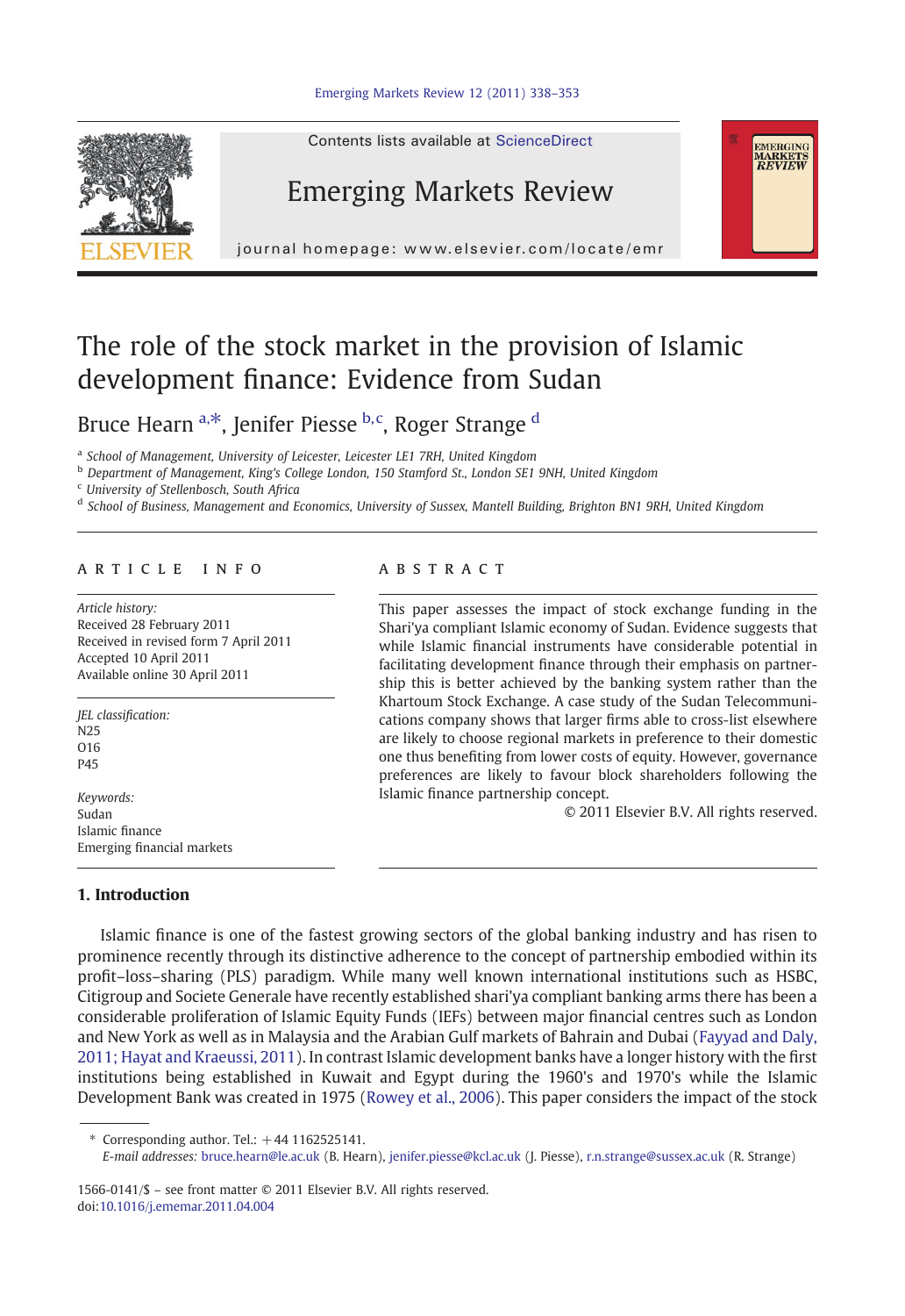# The role of the stock market in the provision of Islamic development finance: Evidence from Sudan

Bruce Hearn [a,*], Jenifer Piesse [b,c], Roger Strange [d]

[a] School of Management, University of Leicester, Leicester LE1 7RH, United Kingdom
[b] Department of Management, King's College London, 150 Stamford St., London SE1 9NH, United Kingdom
[c] University of Stellenbosch, South Africa
[d] School of Business, Management and Economics, University of Sussex, Mantell Building, Brighton BN1 9RH, United Kingdom

## ARTICLE INFO

*Article history:*
Received 28 February 2011
Received in revised form 7 April 2011
Accepted 10 April 2011
Available online 30 April 2011

*JEL classification:*
N25
O16
P45

*Keywords:*
Sudan
Islamic finance
Emerging financial markets

## ABSTRACT

This paper assesses the impact of stock exchange funding in the Shari'ya compliant Islamic economy of Sudan. Evidence suggests that while Islamic financial instruments have considerable potential in facilitating development finance through their emphasis on partnership this is better achieved by the banking system rather than the Khartoum Stock Exchange. A case study of the Sudan Telecommunications company shows that larger firms able to cross-list elsewhere are likely to choose regional markets in preference to their domestic one thus benefiting from lower costs of equity. However, governance preferences are likely to favour block shareholders following the Islamic finance partnership concept.

© 2011 Elsevier B.V. All rights reserved.

## 1. Introduction

Islamic finance is one of the fastest growing sectors of the global banking industry and has risen to prominence recently through its distinctive adherence to the concept of partnership embodied within its profit–loss–sharing (PLS) paradigm. While many well known international institutions such as HSBC, Citigroup and Societe Generale have recently established shari'ya compliant banking arms there has been a considerable proliferation of Islamic Equity Funds (IEFs) between major financial centres such as London and New York as well as in Malaysia and the Arabian Gulf markets of Bahrain and Dubai (Fayyad and Daly, 2011; Hayat and Kraeussi, 2011). In contrast Islamic development banks have a longer history with the first institutions being established in Kuwait and Egypt during the 1960's and 1970's while the Islamic Development Bank was created in 1975 (Rowey et al., 2006). This paper considers the impact of the stock

\* Corresponding author. Tel.: +44 1162525141.
*E-mail addresses:* bruce.hearn@le.ac.uk (B. Hearn), jenifer.piesse@kcl.ac.uk (J. Piesse), r.n.strange@sussex.ac.uk (R. Strange)

1566-0141/$ – see front matter © 2011 Elsevier B.V. All rights reserved.
doi:10.1016/j.ememar.2011.04.004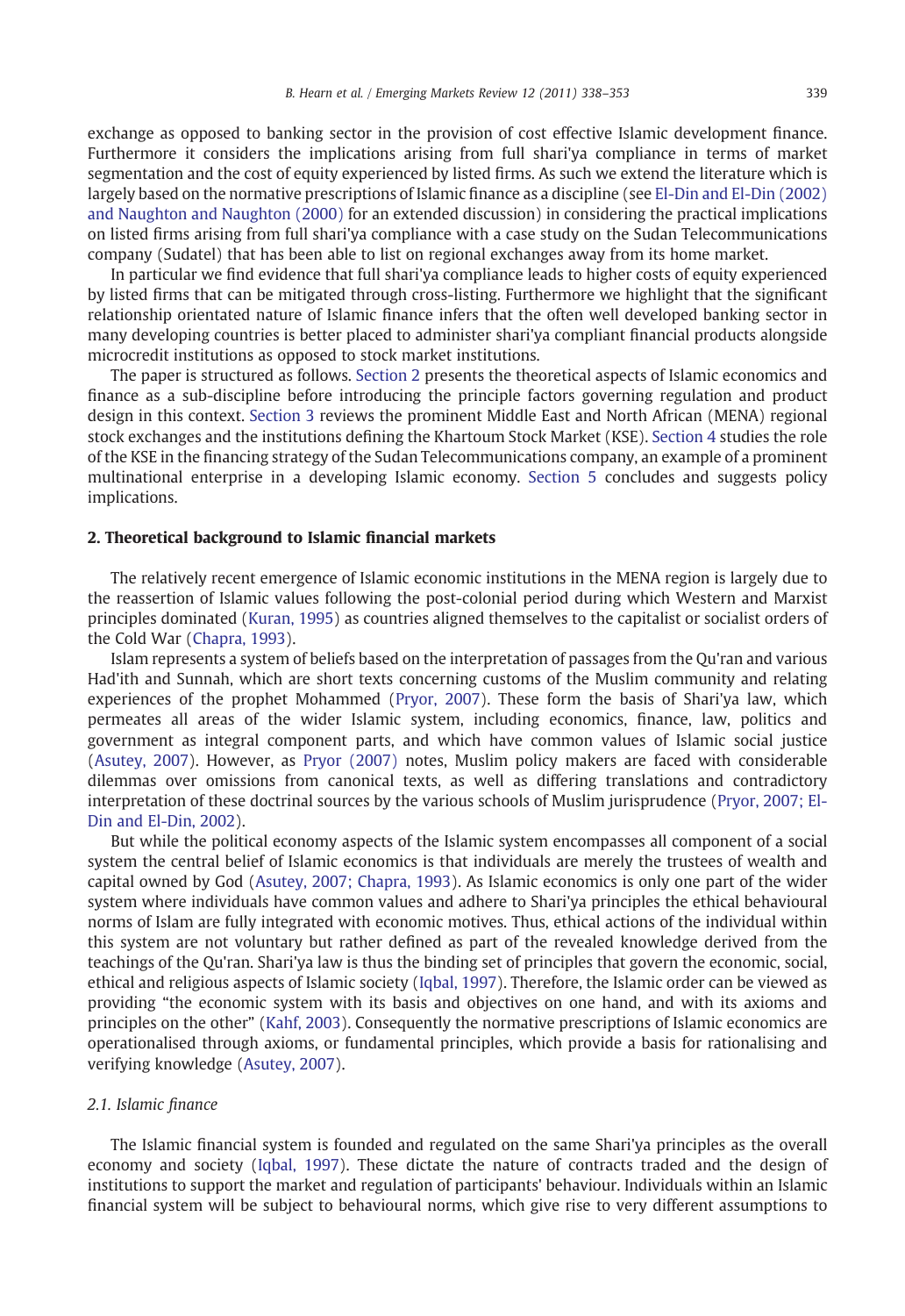exchange as opposed to banking sector in the provision of cost effective Islamic development finance. Furthermore it considers the implications arising from full shari'ya compliance in terms of market segmentation and the cost of equity experienced by listed firms. As such we extend the literature which is largely based on the normative prescriptions of Islamic finance as a discipline (see El-Din and El-Din (2002) and Naughton and Naughton (2000) for an extended discussion) in considering the practical implications on listed firms arising from full shari'ya compliance with a case study on the Sudan Telecommunications company (Sudatel) that has been able to list on regional exchanges away from its home market.

In particular we find evidence that full shari'ya compliance leads to higher costs of equity experienced by listed firms that can be mitigated through cross-listing. Furthermore we highlight that the significant relationship orientated nature of Islamic finance infers that the often well developed banking sector in many developing countries is better placed to administer shari'ya compliant financial products alongside microcredit institutions as opposed to stock market institutions.

The paper is structured as follows. Section 2 presents the theoretical aspects of Islamic economics and finance as a sub-discipline before introducing the principle factors governing regulation and product design in this context. Section 3 reviews the prominent Middle East and North African (MENA) regional stock exchanges and the institutions defining the Khartoum Stock Market (KSE). Section 4 studies the role of the KSE in the financing strategy of the Sudan Telecommunications company, an example of a prominent multinational enterprise in a developing Islamic economy. Section 5 concludes and suggests policy implications.

## 2. Theoretical background to Islamic financial markets

The relatively recent emergence of Islamic economic institutions in the MENA region is largely due to the reassertion of Islamic values following the post-colonial period during which Western and Marxist principles dominated (Kuran, 1995) as countries aligned themselves to the capitalist or socialist orders of the Cold War (Chapra, 1993).

Islam represents a system of beliefs based on the interpretation of passages from the Qu'ran and various Had'ith and Sunnah, which are short texts concerning customs of the Muslim community and relating experiences of the prophet Mohammed (Pryor, 2007). These form the basis of Shari'ya law, which permeates all areas of the wider Islamic system, including economics, finance, law, politics and government as integral component parts, and which have common values of Islamic social justice (Asutey, 2007). However, as Pryor (2007) notes, Muslim policy makers are faced with considerable dilemmas over omissions from canonical texts, as well as differing translations and contradictory interpretation of these doctrinal sources by the various schools of Muslim jurisprudence (Pryor, 2007; El-Din and El-Din, 2002).

But while the political economy aspects of the Islamic system encompasses all component of a social system the central belief of Islamic economics is that individuals are merely the trustees of wealth and capital owned by God (Asutey, 2007; Chapra, 1993). As Islamic economics is only one part of the wider system where individuals have common values and adhere to Shari'ya principles the ethical behavioural norms of Islam are fully integrated with economic motives. Thus, ethical actions of the individual within this system are not voluntary but rather defined as part of the revealed knowledge derived from the teachings of the Qu'ran. Shari'ya law is thus the binding set of principles that govern the economic, social, ethical and religious aspects of Islamic society (Iqbal, 1997). Therefore, the Islamic order can be viewed as providing "the economic system with its basis and objectives on one hand, and with its axioms and principles on the other" (Kahf, 2003). Consequently the normative prescriptions of Islamic economics are operationalised through axioms, or fundamental principles, which provide a basis for rationalising and verifying knowledge (Asutey, 2007).

### 2.1. Islamic finance

The Islamic financial system is founded and regulated on the same Shari'ya principles as the overall economy and society (Iqbal, 1997). These dictate the nature of contracts traded and the design of institutions to support the market and regulation of participants' behaviour. Individuals within an Islamic financial system will be subject to behavioural norms, which give rise to very different assumptions to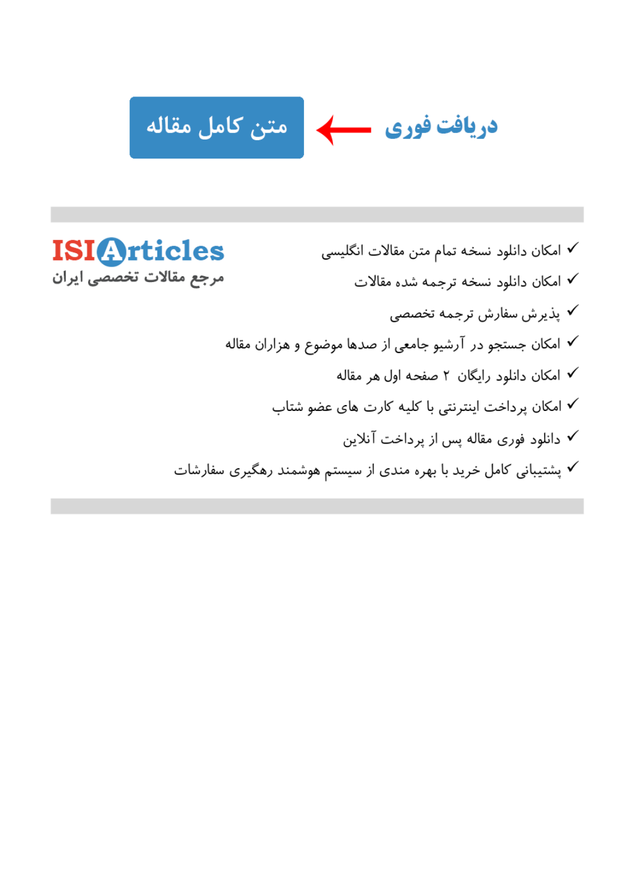دریافت فوری ← **متن کامل مقاله**

**ISIArticles**
مرجع مقالات تخصصی ایران

- ✓ امکان دانلود نسخه تمام متن مقالات انگلیسی
- ✓ امکان دانلود نسخه ترجمه شده مقالات
- ✓ پذیرش سفارش ترجمه تخصصی
- ✓ امکان جستجو در آرشیو جامعی از صدها موضوع و هزاران مقاله
- ✓ امکان دانلود رایگان ۲ صفحه اول هر مقاله
- ✓ امکان پرداخت اینترنتی با کلیه کارت های عضو شتاب
- ✓ دانلود فوری مقاله پس از پرداخت آنلاین
- ✓ پشتیبانی کامل خرید با بهره مندی از سیستم هوشمند رهگیری سفارشات